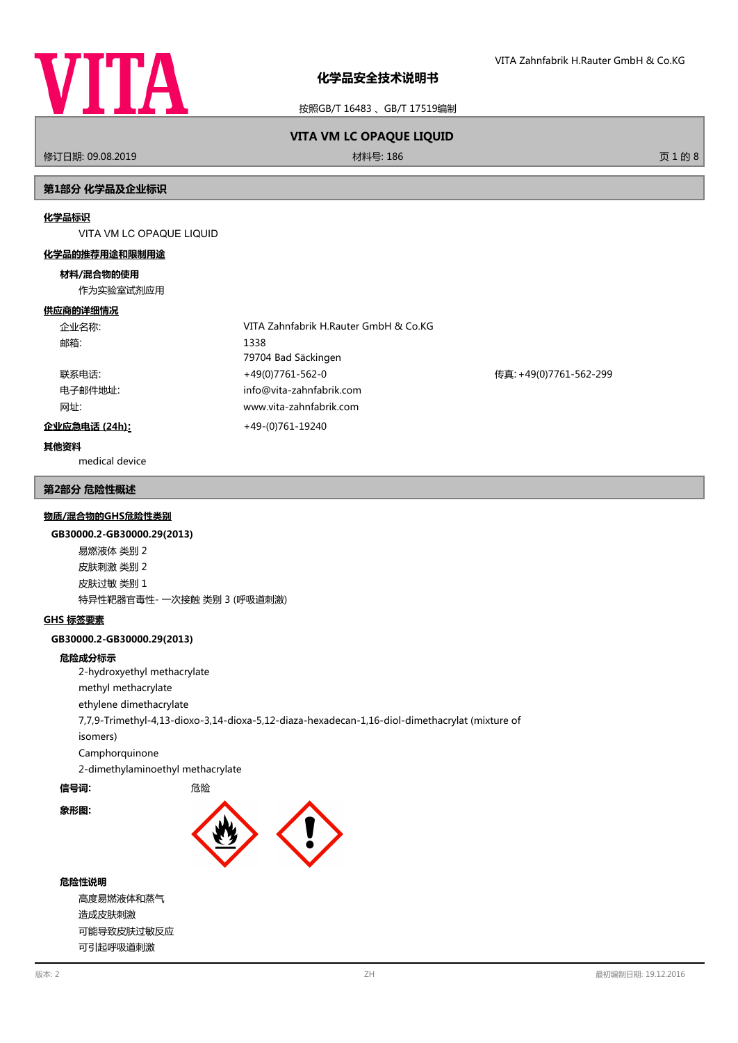# 化学品安全技术说明书

按照GB/T 16483 、GB/T 17519编制

**VITA VM LC OPAQUE LIQUID**

修订日期: 09.08.2019 材料号: 186

## 第1部分 化学品及企业标识

### 化学品标识

VITA VM LC OPAQUE LIQUID

### 化学品的推荐用途和限制用途

**材料/混合物的使用**

作为实验室试剂应用

### 供应商的详细情况

| | | |
|---|---|---|
| 企业名称: | VITA Zahnfabrik H.Rauter GmbH & Co.KG | |
| 邮箱: | 1338<br>79704 Bad Säckingen | |
| 联系电话: | +49(0)7761-562-0 | 传真: +49(0)7761-562-299 |
| 电子邮件地址: | info@vita-zahnfabrik.com | |
| 网址: | www.vita-zahnfabrik.com | |

**企业应急电话 (24h):** +49-(0)761-19240

**其他资料**

medical device

## 第2部分 危险性概述

### 物质/混合物的GHS危险性类别

**GB30000.2-GB30000.29(2013)**

易燃液体 类别 2
皮肤刺激 类别 2
皮肤过敏 类别 1
特异性靶器官毒性- 一次接触 类别 3 (呼吸道刺激)

### GHS 标签要素

**GB30000.2-GB30000.29(2013)**

**危险成分标示**

2-hydroxyethyl methacrylate
methyl methacrylate
ethylene dimethacrylate
7,7,9-Trimethyl-4,13-dioxo-3,14-dioxa-5,12-diaza-hexadecan-1,16-diol-dimethacrylat (mixture of isomers)
Camphorquinone
2-dimethylaminoethyl methacrylate

**信号词:** 危险

**象形图:**

**危险性说明**

高度易燃液体和蒸气
造成皮肤刺激
可能导致皮肤过敏反应
可引起呼吸道刺激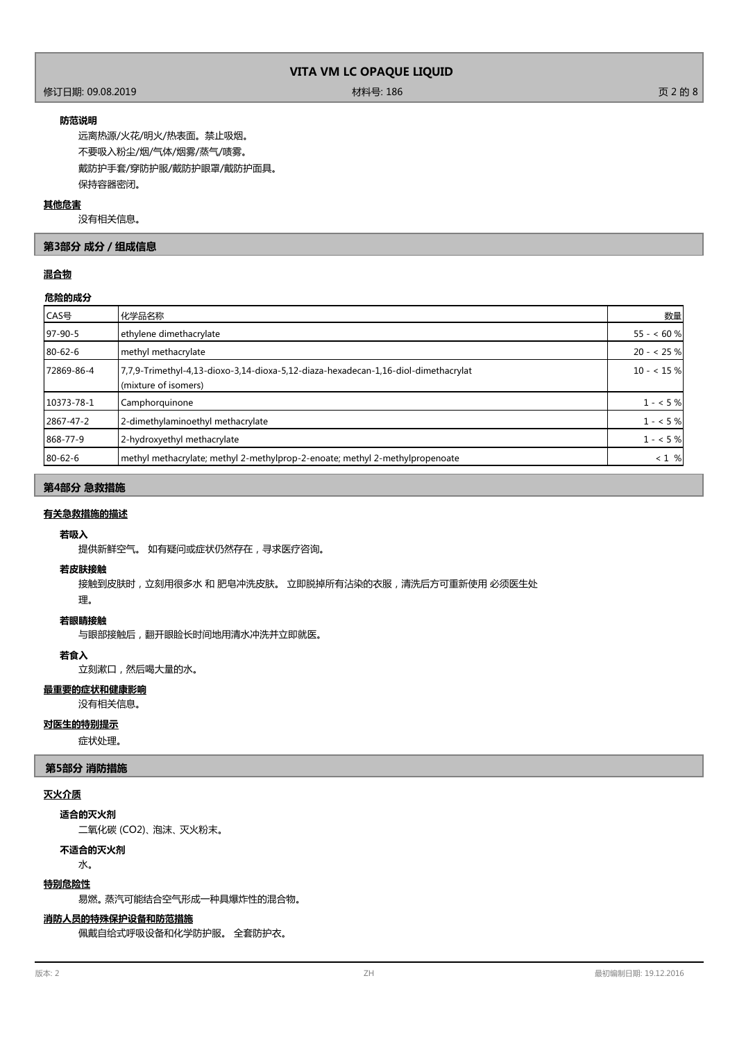#### 防范说明

远离热源/火花/明火/热表面。禁止吸烟。

不要吸入粉尘/烟/气体/烟雾/蒸气/喷雾。

戴防护手套/穿防护服/戴防护眼罩/戴防护面具。

保持容器密闭。

### 其他危害

没有相关信息。

## 第3部分 成分 / 组成信息

### 混合物

#### 危险的成分

| CAS号 | 化学品名称 | 数量 |
|---|---|---|
| 97-90-5 | ethylene dimethacrylate | 55 - < 60 % |
| 80-62-6 | methyl methacrylate | 20 - < 25 % |
| 72869-86-4 | 7,7,9-Trimethyl-4,13-dioxo-3,14-dioxa-5,12-diaza-hexadecan-1,16-diol-dimethacrylat (mixture of isomers) | 10 - < 15 % |
| 10373-78-1 | Camphorquinone | 1 - < 5 % |
| 2867-47-2 | 2-dimethylaminoethyl methacrylate | 1 - < 5 % |
| 868-77-9 | 2-hydroxyethyl methacrylate | 1 - < 5 % |
| 80-62-6 | methyl methacrylate; methyl 2-methylprop-2-enoate; methyl 2-methylpropenoate | < 1 % |

## 第4部分 急救措施

### 有关急救措施的描述

#### 若吸入

提供新鲜空气。 如有疑问或症状仍然存在，寻求医疗咨询。

#### 若皮肤接触

接触到皮肤时，立刻用很多水 和 肥皂冲洗皮肤。 立即脱掉所有沾染的衣服，清洗后方可重新使用 必须医生处理。

#### 若眼睛接触

与眼部接触后，翻开眼睑长时间地用清水冲洗并立即就医。

#### 若食入

立刻漱口，然后喝大量的水。

### 最重要的症状和健康影响

没有相关信息。

### 对医生的特别提示

症状处理。

## 第5部分 消防措施

### 灭火介质

#### 适合的灭火剂

二氧化碳 ($CO_2$)、泡沫、灭火粉末。

#### 不适合的灭火剂

水。

### 特别危险性

易燃。蒸汽可能结合空气形成一种具爆炸性的混合物。

### 消防人员的特殊保护设备和防范措施

佩戴自给式呼吸设备和化学防护服。 全套防护衣。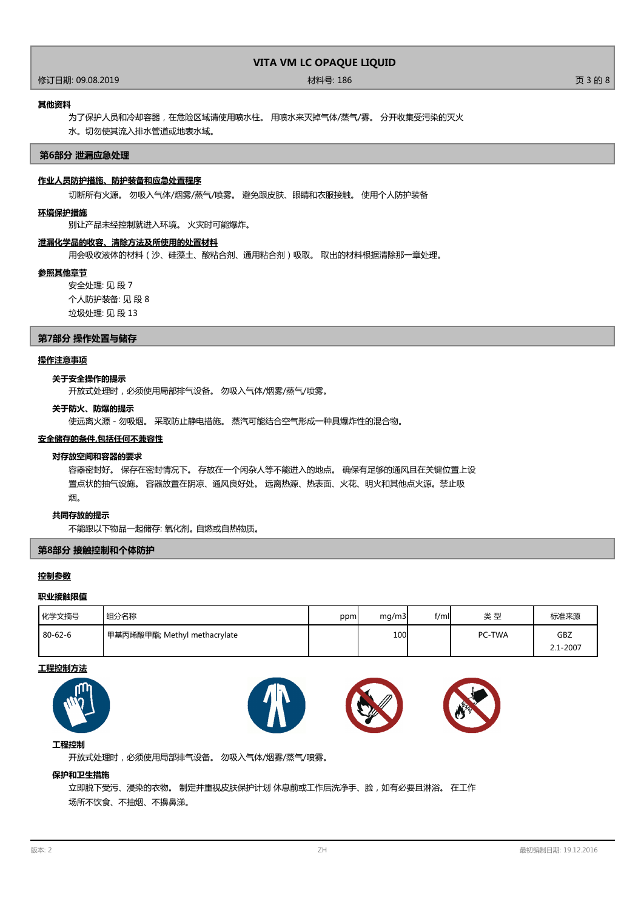**其他资料**

为了保护人员和冷却容器，在危险区域请使用喷水柱。 用喷水来灭掉气体/蒸气/雾。 分开收集受污染的灭火水。切勿使其流入排水管道或地表水域。

## 第6部分 泄漏应急处理

**作业人员防护措施、防护装备和应急处置程序**

切断所有火源。 勿吸入气体/烟雾/蒸气/喷雾。 避免跟皮肤、眼睛和衣服接触。 使用个人防护装备

**环境保护措施**

别让产品未经控制就进入环境。 火灾时可能爆炸。

**泄漏化学品的收容、清除方法及所使用的处置材料**

用会吸收液体的材料（沙、硅藻土、酸粘合剂、通用粘合剂）吸取。 取出的材料根据清除那一章处理。

**参照其他章节**

安全处理: 见 段 7
个人防护装备: 见 段 8
垃圾处理: 见 段 13

## 第7部分 操作处置与储存

**操作注意事项**

**关于安全操作的提示**

开放式处理时，必须使用局部排气设备。 勿吸入气体/烟雾/蒸气/喷雾。

**关于防火、防爆的提示**

使远离火源 - 勿吸烟。 采取防止静电措施。 蒸汽可能结合空气形成一种具爆炸性的混合物。

**安全储存的条件,包括任何不兼容性**

**对存放空间和容器的要求**

容器密封好。 保存在密封情况下。 存放在一个闲杂人等不能进入的地点。 确保有足够的通风且在关键位置上设置点状的抽气设施。 容器放置在阴凉、通风良好处。 远离热源、热表面、火花、明火和其他点火源。禁止吸烟。

**共同存放的提示**

不能跟以下物品一起储存: 氧化剂。自燃或自热物质。

## 第8部分 接触控制和个体防护

**控制参数**

**职业接触限值**

| 化学文摘号 | 组分名称 | ppm | mg/m3 | f/ml | 类 型 | 标准来源 |
|---|---|---|---|---|---|---|
| 80-62-6 | 甲基丙烯酸甲酯; Methyl methacrylate | | 100 | | PC-TWA | GBZ 2.1-2007 |

**工程控制方法**

**工程控制**

开放式处理时，必须使用局部排气设备。 勿吸入气体/烟雾/蒸气/喷雾。

**保护和卫生措施**

立即脱下受污、浸染的衣物。 制定并重视皮肤保护计划 休息前或工作后洗净手、脸，如有必要且淋浴。 在工作场所不饮食、不抽烟、不擤鼻涕。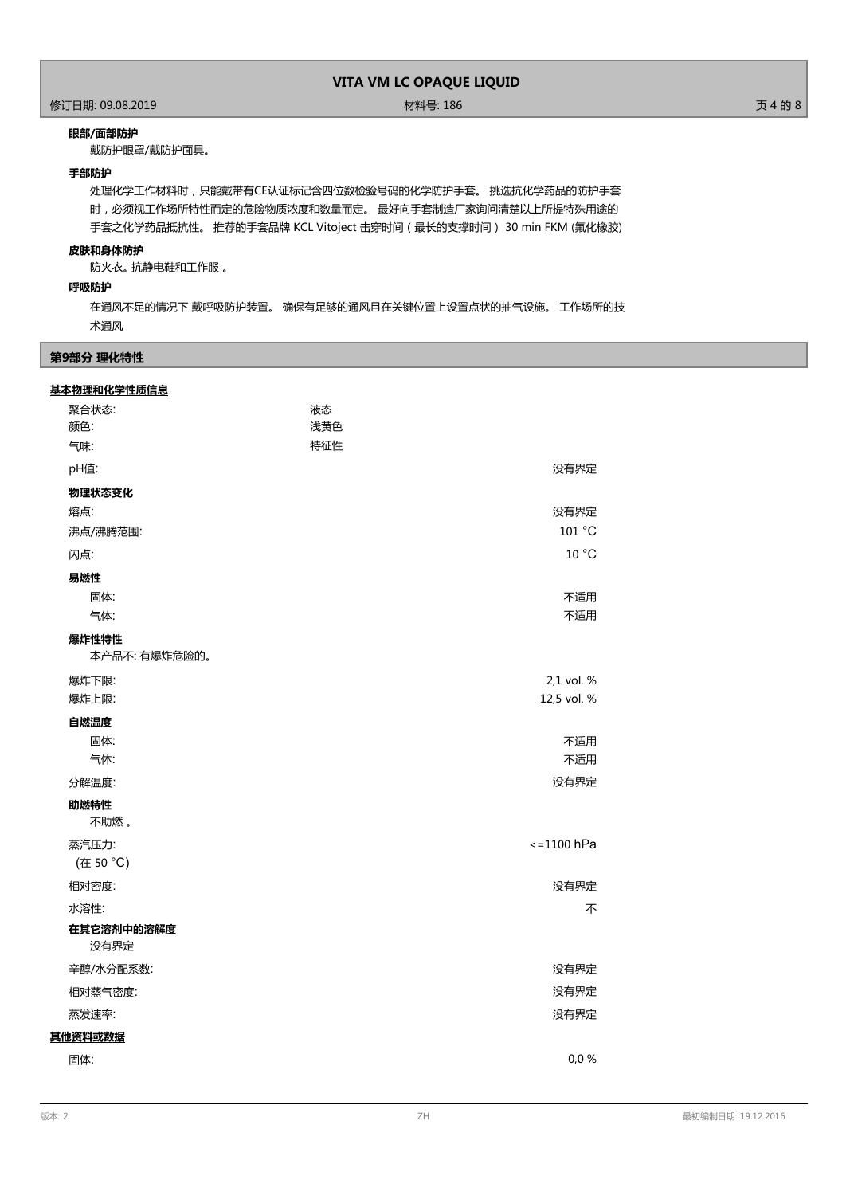**眼部/面部防护**

戴防护眼罩/戴防护面具。

**手部防护**

处理化学工作材料时，只能戴带有CE认证标记含四位数检验号码的化学防护手套。 挑选抗化学药品的防护手套时，必须视工作场所特性而定的危险物质浓度和数量而定。 最好向手套制造厂家询问清楚以上所提特殊用途的手套之化学药品抵抗性。 推荐的手套品牌 KCL Vitoject 击穿时间（最长的支撑时间）30 min FKM (氟化橡胶)

**皮肤和身体防护**

防火衣。抗静电鞋和工作服 。

**呼吸防护**

在通风不足的情况下 戴呼吸防护装置。 确保有足够的通风且在关键位置上设置点状的抽气设施。 工作场所的技术通风

## 第9部分 理化特性

**基本物理和化学性质信息**

| | | |
|---|---|---|
| 聚合状态: | 液态 | |
| 颜色: | 浅黄色 | |
| 气味: | 特征性 | |
| pH值: | | 没有界定 |
| **物理状态变化** | | |
| 熔点: | | 没有界定 |
| 沸点/沸腾范围: | | 101 °C |
| 闪点: | | 10 °C |
| **易燃性** | | |
| 固体: | | 不适用 |
| 气体: | | 不适用 |
| **爆炸性特性** | | |
| 本产品不: 有爆炸危险的。 | | |
| 爆炸下限: | | 2,1 vol. % |
| 爆炸上限: | | 12,5 vol. % |
| **自燃温度** | | |
| 固体: | | 不适用 |
| 气体: | | 不适用 |
| 分解温度: | | 没有界定 |
| **助燃特性** | | |
| 不助燃 。 | | |
| 蒸汽压力: (在 50 °C) | | <=1100 hPa |
| 相对密度: | | 没有界定 |
| 水溶性: | | 不 |
| **在其它溶剂中的溶解度** | | |
| 没有界定 | | |
| 辛醇/水分配系数: | | 没有界定 |
| 相对蒸气密度: | | 没有界定 |
| 蒸发速率: | | 没有界定 |

**其他资料或数据**

| | | |
|---|---|---|
| 固体: | | 0,0 % |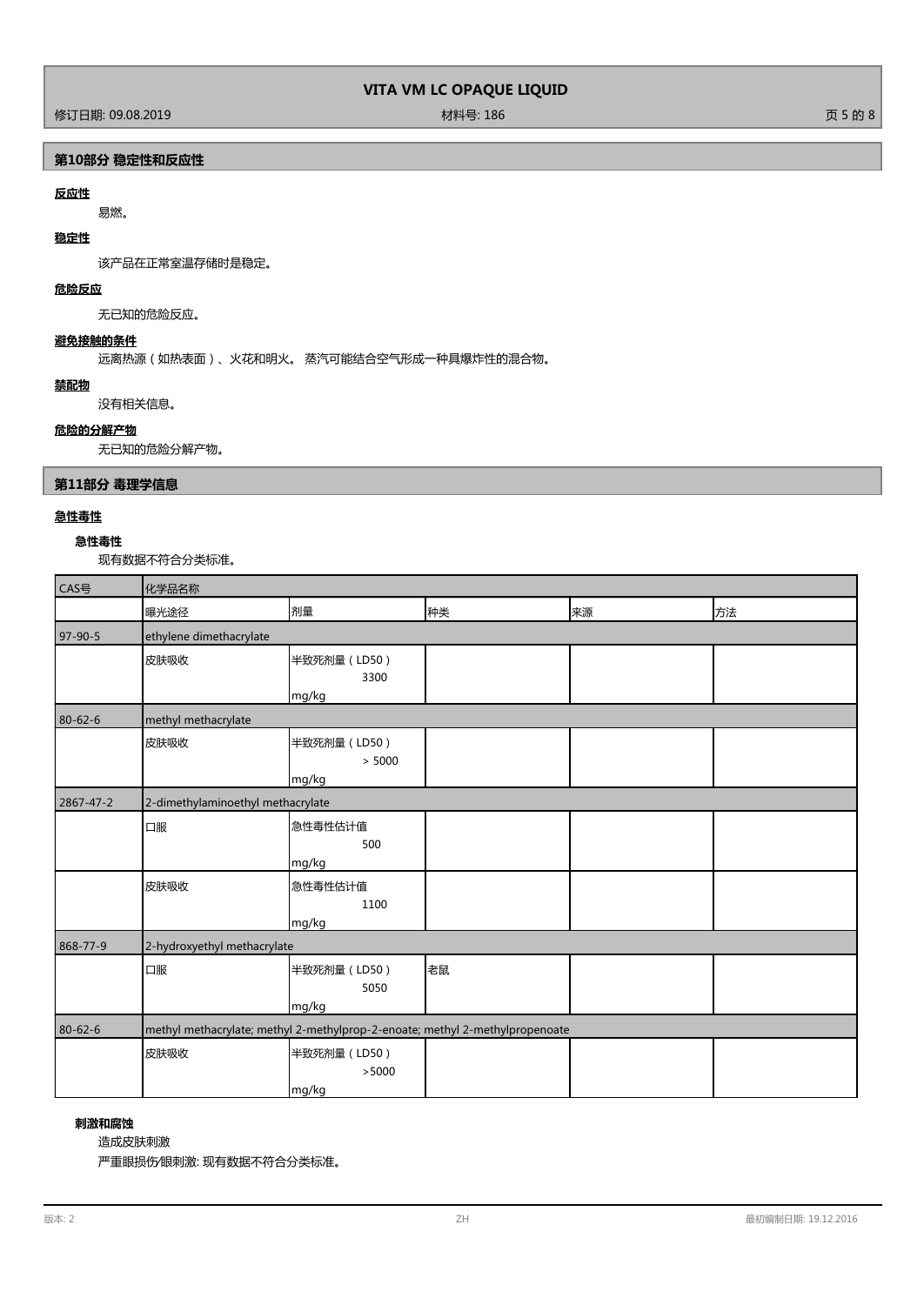## 第10部分 稳定性和反应性

**反应性**

易燃。

**稳定性**

该产品在正常室温存储时是稳定。

**危险反应**

无已知的危险反应。

**避免接触的条件**

远离热源（如热表面）、火花和明火。 蒸汽可能结合空气形成一种具爆炸性的混合物。

**禁配物**

没有相关信息。

**危险的分解产物**

无已知的危险分解产物。

## 第11部分 毒理学信息

**急性毒性**

**急性毒性**

现有数据不符合分类标准。

| CAS号 | 化学品名称 | | | | |
|---|---|---|---|---|---|
| | 曝光途径 | 剂量 | 种类 | 来源 | 方法 |
| 97-90-5 | ethylene dimethacrylate | | | | |
| | 皮肤吸收 | 半致死剂量（LD50） 3300 mg/kg | | | |
| 80-62-6 | methyl methacrylate | | | | |
| | 皮肤吸收 | 半致死剂量（LD50） > 5000 mg/kg | | | |
| 2867-47-2 | 2-dimethylaminoethyl methacrylate | | | | |
| | 口服 | 急性毒性估计值 500 mg/kg | | | |
| | 皮肤吸收 | 急性毒性估计值 1100 mg/kg | | | |
| 868-77-9 | 2-hydroxyethyl methacrylate | | | | |
| | 口服 | 半致死剂量（LD50） 5050 mg/kg | 老鼠 | | |
| 80-62-6 | methyl methacrylate; methyl 2-methylprop-2-enoate; methyl 2-methylpropenoate | | | | |
| | 皮肤吸收 | 半致死剂量（LD50） >5000 mg/kg | | | |

**刺激和腐蚀**

造成皮肤刺激

严重眼损伤/眼刺激: 现有数据不符合分类标准。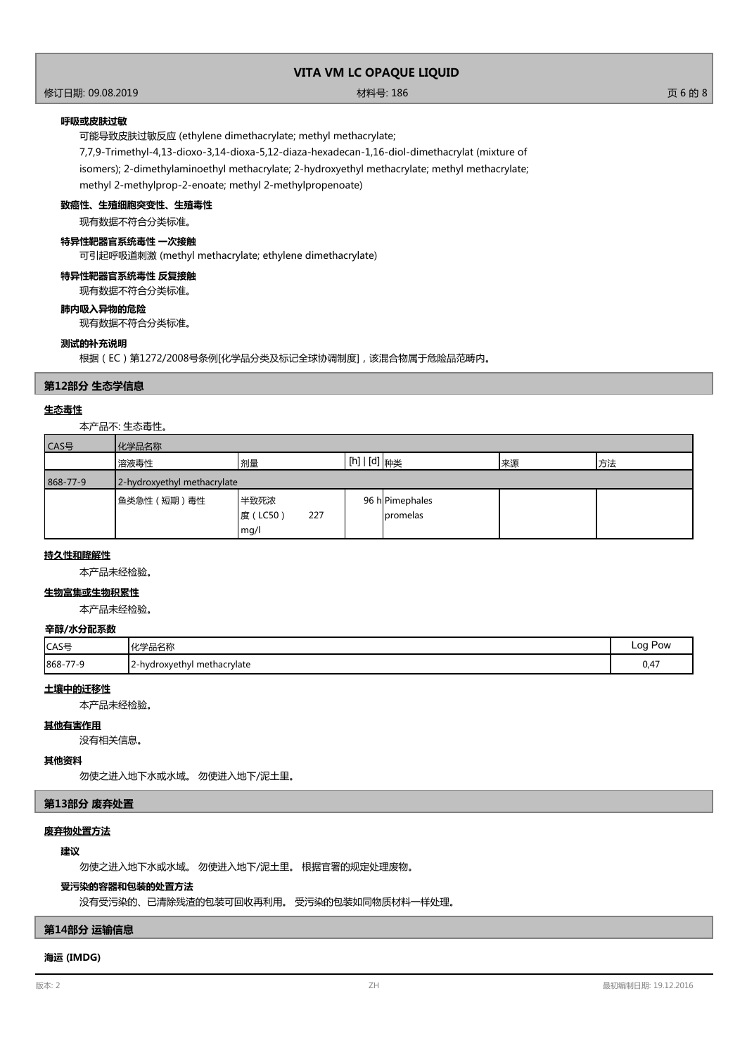**呼吸或皮肤过敏**

可能导致皮肤过敏反应 (ethylene dimethacrylate; methyl methacrylate; 7,7,9-Trimethyl-4,13-dioxo-3,14-dioxa-5,12-diaza-hexadecan-1,16-diol-dimethacrylat (mixture of isomers); 2-dimethylaminoethyl methacrylate; 2-hydroxyethyl methacrylate; methyl methacrylate; methyl 2-methylprop-2-enoate; methyl 2-methylpropenoate)

**致癌性、生殖细胞突变性、生殖毒性**

现有数据不符合分类标准。

**特异性靶器官系统毒性 一次接触**

可引起呼吸道刺激 (methyl methacrylate; ethylene dimethacrylate)

**特异性靶器官系统毒性 反复接触**

现有数据不符合分类标准。

**肺内吸入异物的危险**

现有数据不符合分类标准。

**测试的补充说明**

根据（EC）第1272/2008号条例[化学品分类及标记全球协调制度]，该混合物属于危险品范畴内。

## 第12部分 生态学信息

**生态毒性**

本产品不: 生态毒性。

| CAS号 | 化学品名称 | | | | | |
|---|---|---|---|---|---|---|
| | 溶液毒性 | 剂量 | [h] \| [d] | 种类 | 来源 | 方法 |
| 868-77-9 | 2-hydroxyethyl methacrylate | | | | | |
| | 鱼类急性（短期）毒性 | 半致死浓度（LC50） 227 mg/l | 96 h | Pimephales promelas | | |

**持久性和降解性**

本产品未经检验。

**生物富集或生物积累性**

本产品未经检验。

**辛醇/水分配系数**

| CAS号 | 化学品名称 | Log Pow |
|---|---|---|
| 868-77-9 | 2-hydroxyethyl methacrylate | 0,47 |

**土壤中的迁移性**

本产品未经检验。

**其他有害作用**

没有相关信息。

**其他资料**

勿使之进入地下水或水域。 勿使进入地下/泥土里。

## 第13部分 废弃处置

**废弃物处置方法**

**建议**

勿使之进入地下水或水域。 勿使进入地下/泥土里。 根据官署的规定处理废物。

**受污染的容器和包装的处置方法**

没有受污染的、已清除残渣的包装可回收再利用。 受污染的包装如同物质材料一样处理。

## 第14部分 运输信息

**海运 (IMDG)**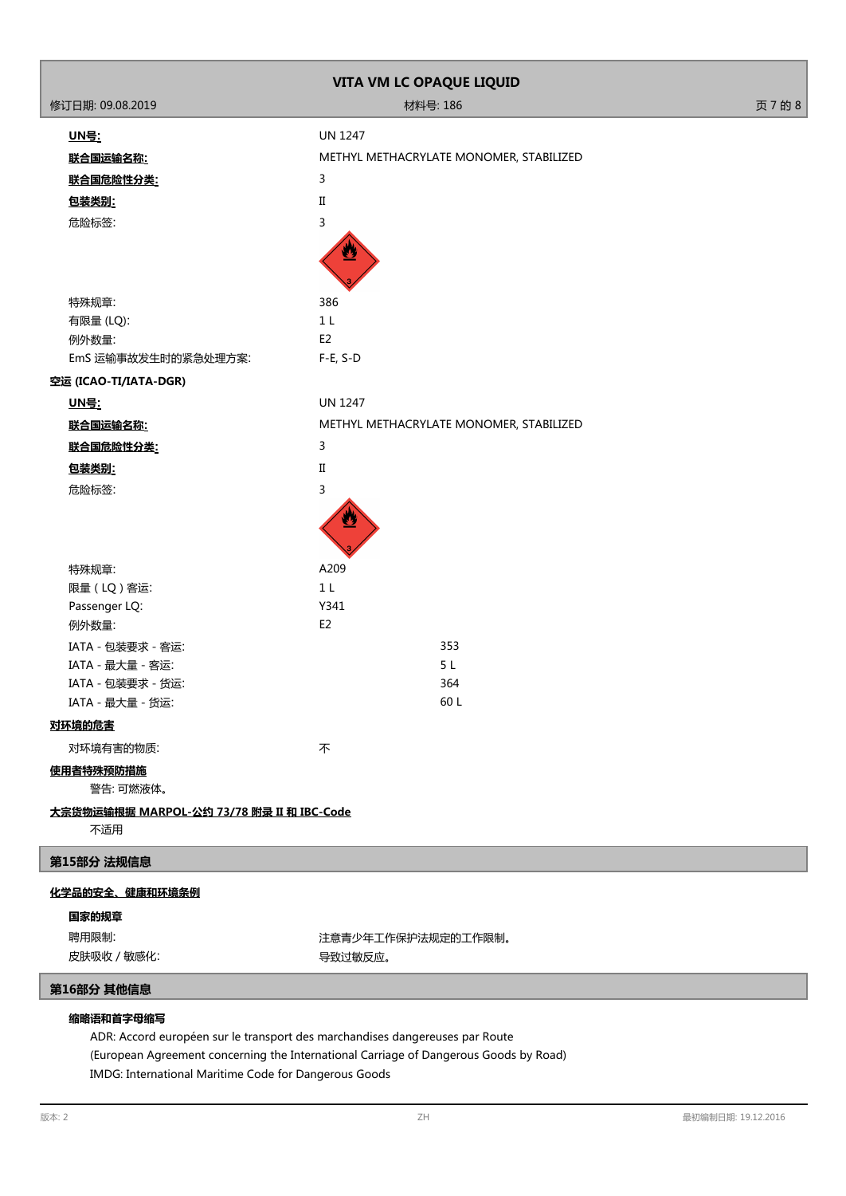**UN号:** UN 1247

**联合国运输名称:** METHYL METHACRYLATE MONOMER, STABILIZED

**联合国危险性分类:** 3

**包装类别:** II

危险标签: 3

特殊规章: 386

有限量 (LQ): 1 L

例外数量: E2

EmS 运输事故发生时的紧急处理方案: F-E, S-D

**空运 (ICAO-TI/IATA-DGR)**

**UN号:** UN 1247

**联合国运输名称:** METHYL METHACRYLATE MONOMER, STABILIZED

**联合国危险性分类:** 3

**包装类别:** II

危险标签: 3

特殊规章: A209

限量 ( LQ ) 客运: 1 L

Passenger LQ: Y341

例外数量: E2

IATA - 包装要求 - 客运: 353

IATA - 最大量 - 客运: 5 L

IATA - 包装要求 - 货运: 364

IATA - 最大量 - 货运: 60 L

**对环境的危害**

对环境有害的物质: 不

**使用者特殊预防措施**

警告: 可燃液体。

**大宗货物运输根据 MARPOL-公约 73/78 附录 II 和 IBC-Code**

不适用

## 第15部分 法规信息

**化学品的安全、健康和环境条例**

**国家的规章**

聘用限制: 注意青少年工作保护法规定的工作限制。

皮肤吸收 / 敏感化: 导致过敏反应。

## 第16部分 其他信息

**缩略语和首字母缩写**

ADR: Accord européen sur le transport des marchandises dangereuses par Route
(European Agreement concerning the International Carriage of Dangerous Goods by Road)
IMDG: International Maritime Code for Dangerous Goods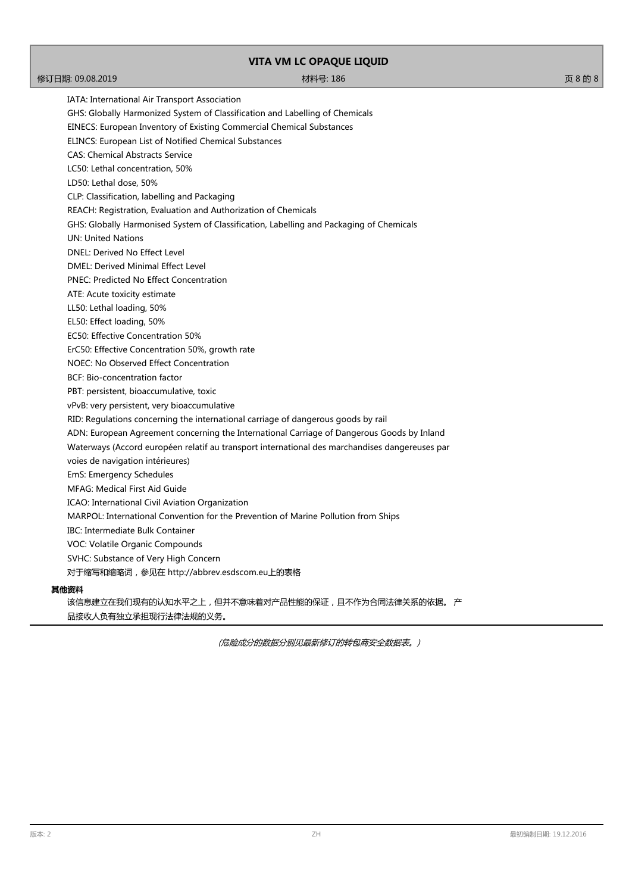IATA: International Air Transport Association
GHS: Globally Harmonized System of Classification and Labelling of Chemicals
EINECS: European Inventory of Existing Commercial Chemical Substances
ELINCS: European List of Notified Chemical Substances
CAS: Chemical Abstracts Service
LC50: Lethal concentration, 50%
LD50: Lethal dose, 50%
CLP: Classification, labelling and Packaging
REACH: Registration, Evaluation and Authorization of Chemicals
GHS: Globally Harmonised System of Classification, Labelling and Packaging of Chemicals
UN: United Nations
DNEL: Derived No Effect Level
DMEL: Derived Minimal Effect Level
PNEC: Predicted No Effect Concentration
ATE: Acute toxicity estimate
LL50: Lethal loading, 50%
EL50: Effect loading, 50%
EC50: Effective Concentration 50%
ErC50: Effective Concentration 50%, growth rate
NOEC: No Observed Effect Concentration
BCF: Bio-concentration factor
PBT: persistent, bioaccumulative, toxic
vPvB: very persistent, very bioaccumulative
RID: Regulations concerning the international carriage of dangerous goods by rail
ADN: European Agreement concerning the International Carriage of Dangerous Goods by Inland Waterways (Accord européen relatif au transport international des marchandises dangereuses par voies de navigation intérieures)
EmS: Emergency Schedules
MFAG: Medical First Aid Guide
ICAO: International Civil Aviation Organization
MARPOL: International Convention for the Prevention of Marine Pollution from Ships
IBC: Intermediate Bulk Container
VOC: Volatile Organic Compounds
SVHC: Substance of Very High Concern
对于缩写和缩略词，参见在 http://abbrev.esdscom.eu上的表格

**其他资料**

该信息建立在我们现有的认知水平之上，但并不意味着对产品性能的保证，且不作为合同法律关系的依据。 产品接收人负有独立承担现行法律法规的义务。

*(危险成分的数据分别见最新修订的转包商安全数据表。)*